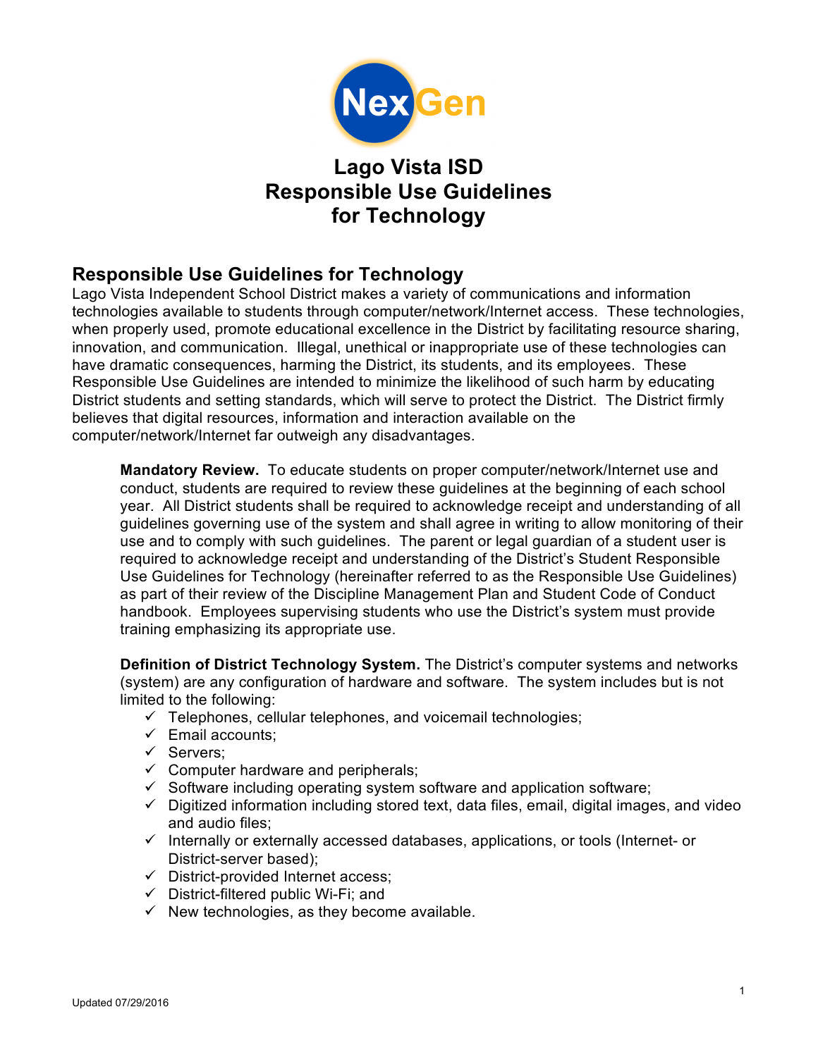NexGen

# Lago Vista ISD Responsible Use Guidelines for Technology

## Responsible Use Guidelines for Technology

Lago Vista Independent School District makes a variety of communications and information technologies available to students through computer/network/Internet access. These technologies, when properly used, promote educational excellence in the District by facilitating resource sharing, innovation, and communication. Illegal, unethical or inappropriate use of these technologies can have dramatic consequences, harming the District, its students, and its employees. These Responsible Use Guidelines are intended to minimize the likelihood of such harm by educating District students and setting standards, which will serve to protect the District. The District firmly believes that digital resources, information and interaction available on the computer/network/Internet far outweigh any disadvantages.

**Mandatory Review.** To educate students on proper computer/network/Internet use and conduct, students are required to review these guidelines at the beginning of each school year. All District students shall be required to acknowledge receipt and understanding of all guidelines governing use of the system and shall agree in writing to allow monitoring of their use and to comply with such guidelines. The parent or legal guardian of a student user is required to acknowledge receipt and understanding of the District's Student Responsible Use Guidelines for Technology (hereinafter referred to as the Responsible Use Guidelines) as part of their review of the Discipline Management Plan and Student Code of Conduct handbook. Employees supervising students who use the District's system must provide training emphasizing its appropriate use.

**Definition of District Technology System.** The District's computer systems and networks (system) are any configuration of hardware and software. The system includes but is not limited to the following:

- ✓ Telephones, cellular telephones, and voicemail technologies;
- ✓ Email accounts;
- ✓ Servers;
- ✓ Computer hardware and peripherals;
- ✓ Software including operating system software and application software;
- ✓ Digitized information including stored text, data files, email, digital images, and video and audio files;
- ✓ Internally or externally accessed databases, applications, or tools (Internet- or District-server based);
- ✓ District-provided Internet access;
- ✓ District-filtered public Wi-Fi; and
- ✓ New technologies, as they become available.

Updated 07/29/2016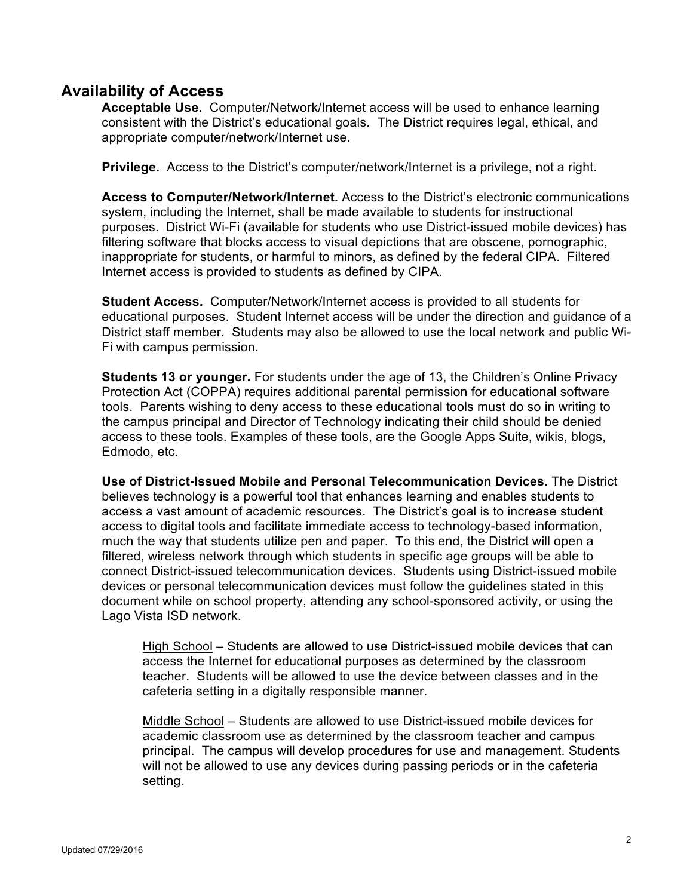## Availability of Access

**Acceptable Use.** Computer/Network/Internet access will be used to enhance learning consistent with the District's educational goals. The District requires legal, ethical, and appropriate computer/network/Internet use.

**Privilege.** Access to the District's computer/network/Internet is a privilege, not a right.

**Access to Computer/Network/Internet.** Access to the District's electronic communications system, including the Internet, shall be made available to students for instructional purposes. District Wi-Fi (available for students who use District-issued mobile devices) has filtering software that blocks access to visual depictions that are obscene, pornographic, inappropriate for students, or harmful to minors, as defined by the federal CIPA. Filtered Internet access is provided to students as defined by CIPA.

**Student Access.** Computer/Network/Internet access is provided to all students for educational purposes. Student Internet access will be under the direction and guidance of a District staff member. Students may also be allowed to use the local network and public Wi-Fi with campus permission.

**Students 13 or younger.** For students under the age of 13, the Children's Online Privacy Protection Act (COPPA) requires additional parental permission for educational software tools. Parents wishing to deny access to these educational tools must do so in writing to the campus principal and Director of Technology indicating their child should be denied access to these tools. Examples of these tools, are the Google Apps Suite, wikis, blogs, Edmodo, etc.

**Use of District-Issued Mobile and Personal Telecommunication Devices.** The District believes technology is a powerful tool that enhances learning and enables students to access a vast amount of academic resources. The District's goal is to increase student access to digital tools and facilitate immediate access to technology-based information, much the way that students utilize pen and paper. To this end, the District will open a filtered, wireless network through which students in specific age groups will be able to connect District-issued telecommunication devices. Students using District-issued mobile devices or personal telecommunication devices must follow the guidelines stated in this document while on school property, attending any school-sponsored activity, or using the Lago Vista ISD network.

High School – Students are allowed to use District-issued mobile devices that can access the Internet for educational purposes as determined by the classroom teacher. Students will be allowed to use the device between classes and in the cafeteria setting in a digitally responsible manner.

Middle School – Students are allowed to use District-issued mobile devices for academic classroom use as determined by the classroom teacher and campus principal. The campus will develop procedures for use and management. Students will not be allowed to use any devices during passing periods or in the cafeteria setting.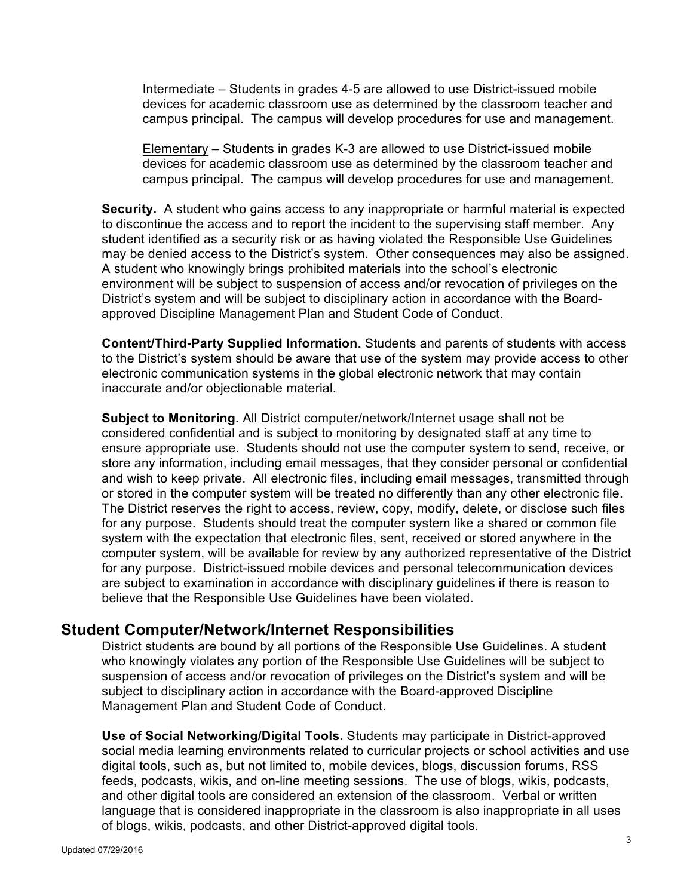<u>Intermediate</u> – Students in grades 4-5 are allowed to use District-issued mobile devices for academic classroom use as determined by the classroom teacher and campus principal. The campus will develop procedures for use and management.

<u>Elementary</u> – Students in grades K-3 are allowed to use District-issued mobile devices for academic classroom use as determined by the classroom teacher and campus principal. The campus will develop procedures for use and management.

**Security.** A student who gains access to any inappropriate or harmful material is expected to discontinue the access and to report the incident to the supervising staff member. Any student identified as a security risk or as having violated the Responsible Use Guidelines may be denied access to the District's system. Other consequences may also be assigned. A student who knowingly brings prohibited materials into the school's electronic environment will be subject to suspension of access and/or revocation of privileges on the District's system and will be subject to disciplinary action in accordance with the Board-approved Discipline Management Plan and Student Code of Conduct.

**Content/Third-Party Supplied Information.** Students and parents of students with access to the District's system should be aware that use of the system may provide access to other electronic communication systems in the global electronic network that may contain inaccurate and/or objectionable material.

**Subject to Monitoring.** All District computer/network/Internet usage shall <u>not</u> be considered confidential and is subject to monitoring by designated staff at any time to ensure appropriate use. Students should not use the computer system to send, receive, or store any information, including email messages, that they consider personal or confidential and wish to keep private. All electronic files, including email messages, transmitted through or stored in the computer system will be treated no differently than any other electronic file. The District reserves the right to access, review, copy, modify, delete, or disclose such files for any purpose. Students should treat the computer system like a shared or common file system with the expectation that electronic files, sent, received or stored anywhere in the computer system, will be available for review by any authorized representative of the District for any purpose. District-issued mobile devices and personal telecommunication devices are subject to examination in accordance with disciplinary guidelines if there is reason to believe that the Responsible Use Guidelines have been violated.

## Student Computer/Network/Internet Responsibilities

District students are bound by all portions of the Responsible Use Guidelines. A student who knowingly violates any portion of the Responsible Use Guidelines will be subject to suspension of access and/or revocation of privileges on the District's system and will be subject to disciplinary action in accordance with the Board-approved Discipline Management Plan and Student Code of Conduct.

**Use of Social Networking/Digital Tools.** Students may participate in District-approved social media learning environments related to curricular projects or school activities and use digital tools, such as, but not limited to, mobile devices, blogs, discussion forums, RSS feeds, podcasts, wikis, and on-line meeting sessions. The use of blogs, wikis, podcasts, and other digital tools are considered an extension of the classroom. Verbal or written language that is considered inappropriate in the classroom is also inappropriate in all uses of blogs, wikis, podcasts, and other District-approved digital tools.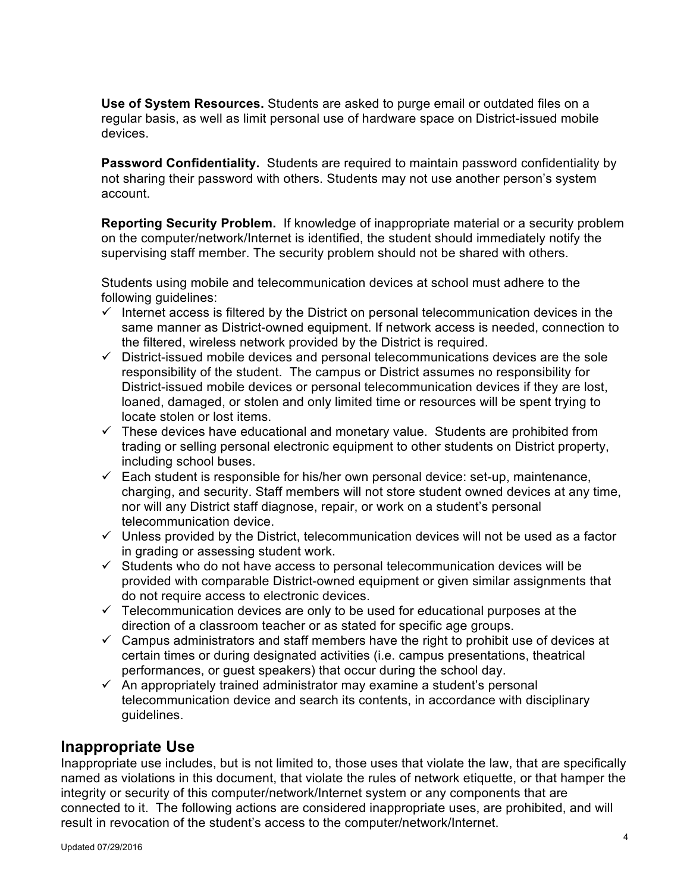**Use of System Resources.** Students are asked to purge email or outdated files on a regular basis, as well as limit personal use of hardware space on District-issued mobile devices.

**Password Confidentiality.** Students are required to maintain password confidentiality by not sharing their password with others. Students may not use another person's system account.

**Reporting Security Problem.** If knowledge of inappropriate material or a security problem on the computer/network/Internet is identified, the student should immediately notify the supervising staff member. The security problem should not be shared with others.

Students using mobile and telecommunication devices at school must adhere to the following guidelines:

- ✓ Internet access is filtered by the District on personal telecommunication devices in the same manner as District-owned equipment. If network access is needed, connection to the filtered, wireless network provided by the District is required.
- ✓ District-issued mobile devices and personal telecommunications devices are the sole responsibility of the student. The campus or District assumes no responsibility for District-issued mobile devices or personal telecommunication devices if they are lost, loaned, damaged, or stolen and only limited time or resources will be spent trying to locate stolen or lost items.
- ✓ These devices have educational and monetary value. Students are prohibited from trading or selling personal electronic equipment to other students on District property, including school buses.
- ✓ Each student is responsible for his/her own personal device: set-up, maintenance, charging, and security. Staff members will not store student owned devices at any time, nor will any District staff diagnose, repair, or work on a student's personal telecommunication device.
- ✓ Unless provided by the District, telecommunication devices will not be used as a factor in grading or assessing student work.
- ✓ Students who do not have access to personal telecommunication devices will be provided with comparable District-owned equipment or given similar assignments that do not require access to electronic devices.
- ✓ Telecommunication devices are only to be used for educational purposes at the direction of a classroom teacher or as stated for specific age groups.
- ✓ Campus administrators and staff members have the right to prohibit use of devices at certain times or during designated activities (i.e. campus presentations, theatrical performances, or guest speakers) that occur during the school day.
- ✓ An appropriately trained administrator may examine a student's personal telecommunication device and search its contents, in accordance with disciplinary guidelines.

## Inappropriate Use

Inappropriate use includes, but is not limited to, those uses that violate the law, that are specifically named as violations in this document, that violate the rules of network etiquette, or that hamper the integrity or security of this computer/network/Internet system or any components that are connected to it. The following actions are considered inappropriate uses, are prohibited, and will result in revocation of the student's access to the computer/network/Internet.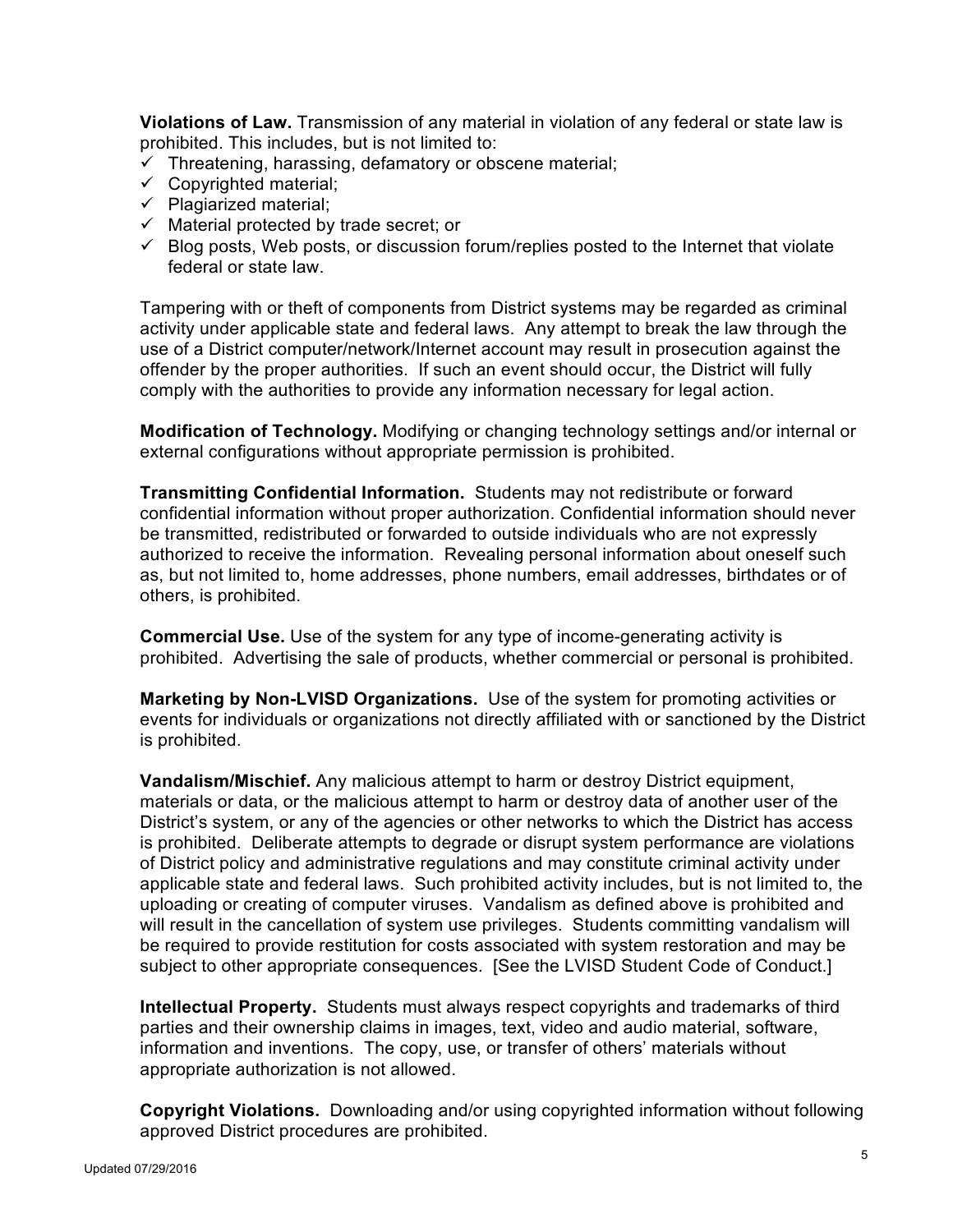**Violations of Law.** Transmission of any material in violation of any federal or state law is prohibited. This includes, but is not limited to:

- ✓ Threatening, harassing, defamatory or obscene material;
- ✓ Copyrighted material;
- ✓ Plagiarized material;
- ✓ Material protected by trade secret; or
- ✓ Blog posts, Web posts, or discussion forum/replies posted to the Internet that violate federal or state law.

Tampering with or theft of components from District systems may be regarded as criminal activity under applicable state and federal laws. Any attempt to break the law through the use of a District computer/network/Internet account may result in prosecution against the offender by the proper authorities. If such an event should occur, the District will fully comply with the authorities to provide any information necessary for legal action.

**Modification of Technology.** Modifying or changing technology settings and/or internal or external configurations without appropriate permission is prohibited.

**Transmitting Confidential Information.** Students may not redistribute or forward confidential information without proper authorization. Confidential information should never be transmitted, redistributed or forwarded to outside individuals who are not expressly authorized to receive the information. Revealing personal information about oneself such as, but not limited to, home addresses, phone numbers, email addresses, birthdates or of others, is prohibited.

**Commercial Use.** Use of the system for any type of income-generating activity is prohibited. Advertising the sale of products, whether commercial or personal is prohibited.

**Marketing by Non-LVISD Organizations.** Use of the system for promoting activities or events for individuals or organizations not directly affiliated with or sanctioned by the District is prohibited.

**Vandalism/Mischief.** Any malicious attempt to harm or destroy District equipment, materials or data, or the malicious attempt to harm or destroy data of another user of the District's system, or any of the agencies or other networks to which the District has access is prohibited. Deliberate attempts to degrade or disrupt system performance are violations of District policy and administrative regulations and may constitute criminal activity under applicable state and federal laws. Such prohibited activity includes, but is not limited to, the uploading or creating of computer viruses. Vandalism as defined above is prohibited and will result in the cancellation of system use privileges. Students committing vandalism will be required to provide restitution for costs associated with system restoration and may be subject to other appropriate consequences. [See the LVISD Student Code of Conduct.]

**Intellectual Property.** Students must always respect copyrights and trademarks of third parties and their ownership claims in images, text, video and audio material, software, information and inventions. The copy, use, or transfer of others' materials without appropriate authorization is not allowed.

**Copyright Violations.** Downloading and/or using copyrighted information without following approved District procedures are prohibited.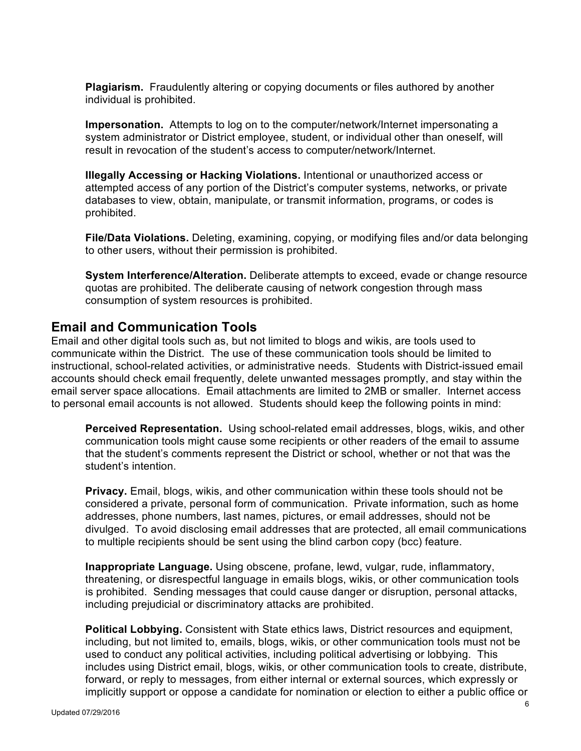**Plagiarism.** Fraudulently altering or copying documents or files authored by another individual is prohibited.

**Impersonation.** Attempts to log on to the computer/network/Internet impersonating a system administrator or District employee, student, or individual other than oneself, will result in revocation of the student's access to computer/network/Internet.

**Illegally Accessing or Hacking Violations.** Intentional or unauthorized access or attempted access of any portion of the District's computer systems, networks, or private databases to view, obtain, manipulate, or transmit information, programs, or codes is prohibited.

**File/Data Violations.** Deleting, examining, copying, or modifying files and/or data belonging to other users, without their permission is prohibited.

**System Interference/Alteration.** Deliberate attempts to exceed, evade or change resource quotas are prohibited. The deliberate causing of network congestion through mass consumption of system resources is prohibited.

## Email and Communication Tools

Email and other digital tools such as, but not limited to blogs and wikis, are tools used to communicate within the District. The use of these communication tools should be limited to instructional, school-related activities, or administrative needs. Students with District-issued email accounts should check email frequently, delete unwanted messages promptly, and stay within the email server space allocations. Email attachments are limited to 2MB or smaller. Internet access to personal email accounts is not allowed. Students should keep the following points in mind:

**Perceived Representation.** Using school-related email addresses, blogs, wikis, and other communication tools might cause some recipients or other readers of the email to assume that the student's comments represent the District or school, whether or not that was the student's intention.

**Privacy.** Email, blogs, wikis, and other communication within these tools should not be considered a private, personal form of communication. Private information, such as home addresses, phone numbers, last names, pictures, or email addresses, should not be divulged. To avoid disclosing email addresses that are protected, all email communications to multiple recipients should be sent using the blind carbon copy (bcc) feature.

**Inappropriate Language.** Using obscene, profane, lewd, vulgar, rude, inflammatory, threatening, or disrespectful language in emails blogs, wikis, or other communication tools is prohibited. Sending messages that could cause danger or disruption, personal attacks, including prejudicial or discriminatory attacks are prohibited.

**Political Lobbying.** Consistent with State ethics laws, District resources and equipment, including, but not limited to, emails, blogs, wikis, or other communication tools must not be used to conduct any political activities, including political advertising or lobbying. This includes using District email, blogs, wikis, or other communication tools to create, distribute, forward, or reply to messages, from either internal or external sources, which expressly or implicitly support or oppose a candidate for nomination or election to either a public office or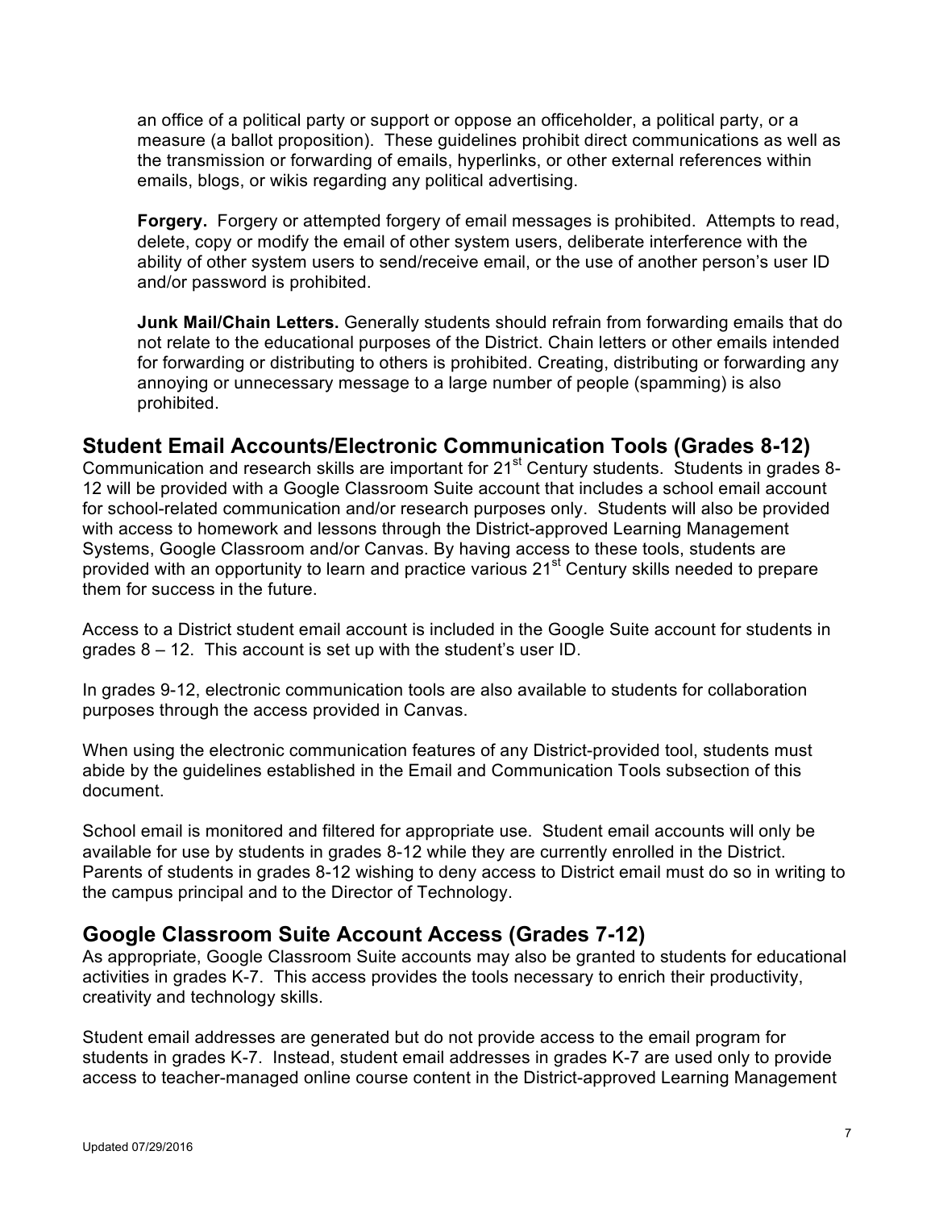an office of a political party or support or oppose an officeholder, a political party, or a measure (a ballot proposition). These guidelines prohibit direct communications as well as the transmission or forwarding of emails, hyperlinks, or other external references within emails, blogs, or wikis regarding any political advertising.

**Forgery.** Forgery or attempted forgery of email messages is prohibited. Attempts to read, delete, copy or modify the email of other system users, deliberate interference with the ability of other system users to send/receive email, or the use of another person's user ID and/or password is prohibited.

**Junk Mail/Chain Letters.** Generally students should refrain from forwarding emails that do not relate to the educational purposes of the District. Chain letters or other emails intended for forwarding or distributing to others is prohibited. Creating, distributing or forwarding any annoying or unnecessary message to a large number of people (spamming) is also prohibited.

## Student Email Accounts/Electronic Communication Tools (Grades 8-12)

Communication and research skills are important for 21st Century students. Students in grades 8-12 will be provided with a Google Classroom Suite account that includes a school email account for school-related communication and/or research purposes only. Students will also be provided with access to homework and lessons through the District-approved Learning Management Systems, Google Classroom and/or Canvas. By having access to these tools, students are provided with an opportunity to learn and practice various 21st Century skills needed to prepare them for success in the future.

Access to a District student email account is included in the Google Suite account for students in grades 8 – 12. This account is set up with the student's user ID.

In grades 9-12, electronic communication tools are also available to students for collaboration purposes through the access provided in Canvas.

When using the electronic communication features of any District-provided tool, students must abide by the guidelines established in the Email and Communication Tools subsection of this document.

School email is monitored and filtered for appropriate use. Student email accounts will only be available for use by students in grades 8-12 while they are currently enrolled in the District. Parents of students in grades 8-12 wishing to deny access to District email must do so in writing to the campus principal and to the Director of Technology.

## Google Classroom Suite Account Access (Grades 7-12)

As appropriate, Google Classroom Suite accounts may also be granted to students for educational activities in grades K-7. This access provides the tools necessary to enrich their productivity, creativity and technology skills.

Student email addresses are generated but do not provide access to the email program for students in grades K-7. Instead, student email addresses in grades K-7 are used only to provide access to teacher-managed online course content in the District-approved Learning Management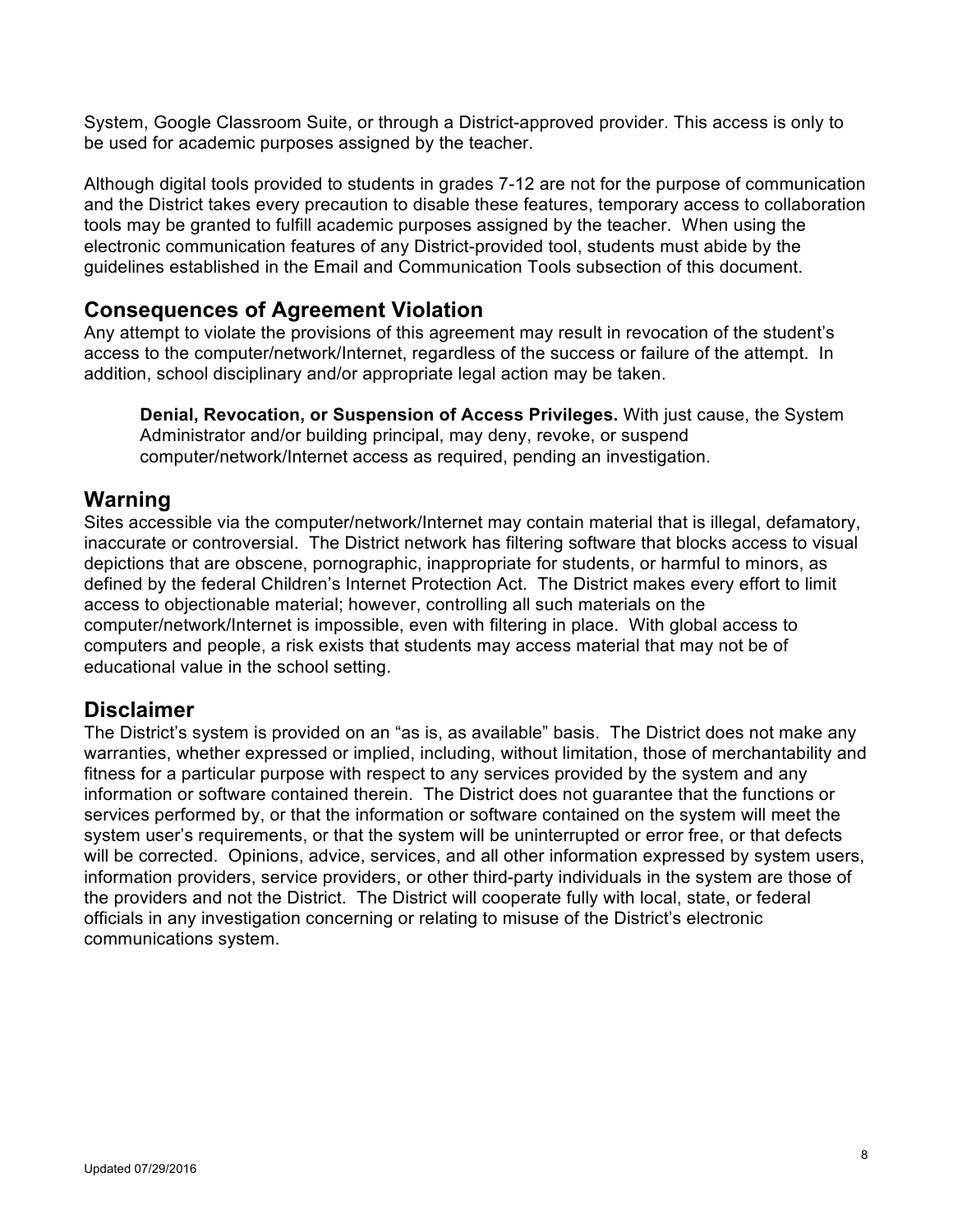System, Google Classroom Suite, or through a District-approved provider. This access is only to be used for academic purposes assigned by the teacher.

Although digital tools provided to students in grades 7-12 are not for the purpose of communication and the District takes every precaution to disable these features, temporary access to collaboration tools may be granted to fulfill academic purposes assigned by the teacher. When using the electronic communication features of any District-provided tool, students must abide by the guidelines established in the Email and Communication Tools subsection of this document.

## Consequences of Agreement Violation

Any attempt to violate the provisions of this agreement may result in revocation of the student's access to the computer/network/Internet, regardless of the success or failure of the attempt. In addition, school disciplinary and/or appropriate legal action may be taken.

> **Denial, Revocation, or Suspension of Access Privileges.** With just cause, the System Administrator and/or building principal, may deny, revoke, or suspend computer/network/Internet access as required, pending an investigation.

## Warning

Sites accessible via the computer/network/Internet may contain material that is illegal, defamatory, inaccurate or controversial. The District network has filtering software that blocks access to visual depictions that are obscene, pornographic, inappropriate for students, or harmful to minors, as defined by the federal Children's Internet Protection Act. The District makes every effort to limit access to objectionable material; however, controlling all such materials on the computer/network/Internet is impossible, even with filtering in place. With global access to computers and people, a risk exists that students may access material that may not be of educational value in the school setting.

## Disclaimer

The District's system is provided on an "as is, as available" basis. The District does not make any warranties, whether expressed or implied, including, without limitation, those of merchantability and fitness for a particular purpose with respect to any services provided by the system and any information or software contained therein. The District does not guarantee that the functions or services performed by, or that the information or software contained on the system will meet the system user's requirements, or that the system will be uninterrupted or error free, or that defects will be corrected. Opinions, advice, services, and all other information expressed by system users, information providers, service providers, or other third-party individuals in the system are those of the providers and not the District. The District will cooperate fully with local, state, or federal officials in any investigation concerning or relating to misuse of the District's electronic communications system.